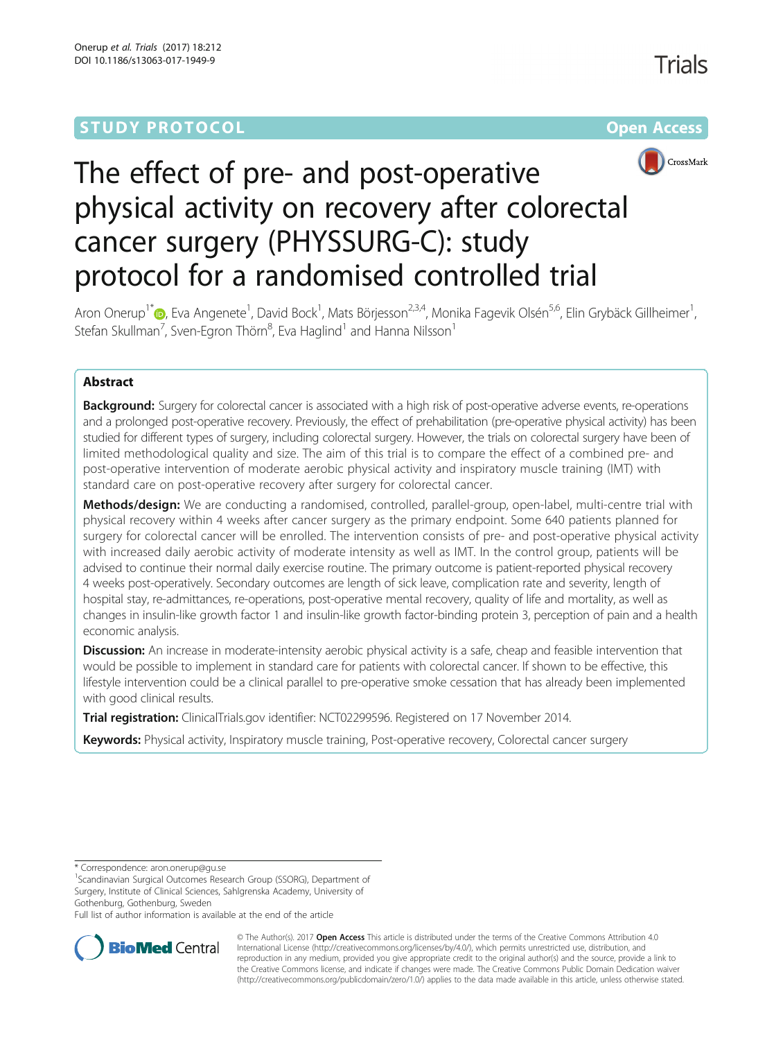STUDY PROTOCOL Open Access

# The effect of pre- and post-operative physical activity on recovery after colorectal cancer surgery (PHYSSURG-C): study protocol for a randomised controlled trial

Aron Onerup[1*], Eva Angenete[1], David Bock[1], Mats Börjesson[2,3,4], Monika Fagevik Olsén[5,6], Elin Grybäck Gillheimer[1], Stefan Skullman[7], Sven-Egron Thörn[8], Eva Haglind[1] and Hanna Nilsson[1]

## Abstract

**Background:** Surgery for colorectal cancer is associated with a high risk of post-operative adverse events, re-operations and a prolonged post-operative recovery. Previously, the effect of prehabilitation (pre-operative physical activity) has been studied for different types of surgery, including colorectal surgery. However, the trials on colorectal surgery have been of limited methodological quality and size. The aim of this trial is to compare the effect of a combined pre- and post-operative intervention of moderate aerobic physical activity and inspiratory muscle training (IMT) with standard care on post-operative recovery after surgery for colorectal cancer.

**Methods/design:** We are conducting a randomised, controlled, parallel-group, open-label, multi-centre trial with physical recovery within 4 weeks after cancer surgery as the primary endpoint. Some 640 patients planned for surgery for colorectal cancer will be enrolled. The intervention consists of pre- and post-operative physical activity with increased daily aerobic activity of moderate intensity as well as IMT. In the control group, patients will be advised to continue their normal daily exercise routine. The primary outcome is patient-reported physical recovery 4 weeks post-operatively. Secondary outcomes are length of sick leave, complication rate and severity, length of hospital stay, re-admittances, re-operations, post-operative mental recovery, quality of life and mortality, as well as changes in insulin-like growth factor 1 and insulin-like growth factor-binding protein 3, perception of pain and a health economic analysis.

**Discussion:** An increase in moderate-intensity aerobic physical activity is a safe, cheap and feasible intervention that would be possible to implement in standard care for patients with colorectal cancer. If shown to be effective, this lifestyle intervention could be a clinical parallel to pre-operative smoke cessation that has already been implemented with good clinical results.

**Trial registration:** ClinicalTrials.gov identifier: NCT02299596. Registered on 17 November 2014.

**Keywords:** Physical activity, Inspiratory muscle training, Post-operative recovery, Colorectal cancer surgery

---

\* Correspondence: aron.onerup@gu.se

[1]Scandinavian Surgical Outcomes Research Group (SSORG), Department of Surgery, Institute of Clinical Sciences, Sahlgrenska Academy, University of Gothenburg, Gothenburg, Sweden

Full list of author information is available at the end of the article

© The Author(s). 2017 **Open Access** This article is distributed under the terms of the Creative Commons Attribution 4.0 International License (http://creativecommons.org/licenses/by/4.0/), which permits unrestricted use, distribution, and reproduction in any medium, provided you give appropriate credit to the original author(s) and the source, provide a link to the Creative Commons license, and indicate if changes were made. The Creative Commons Public Domain Dedication waiver (http://creativecommons.org/publicdomain/zero/1.0/) applies to the data made available in this article, unless otherwise stated.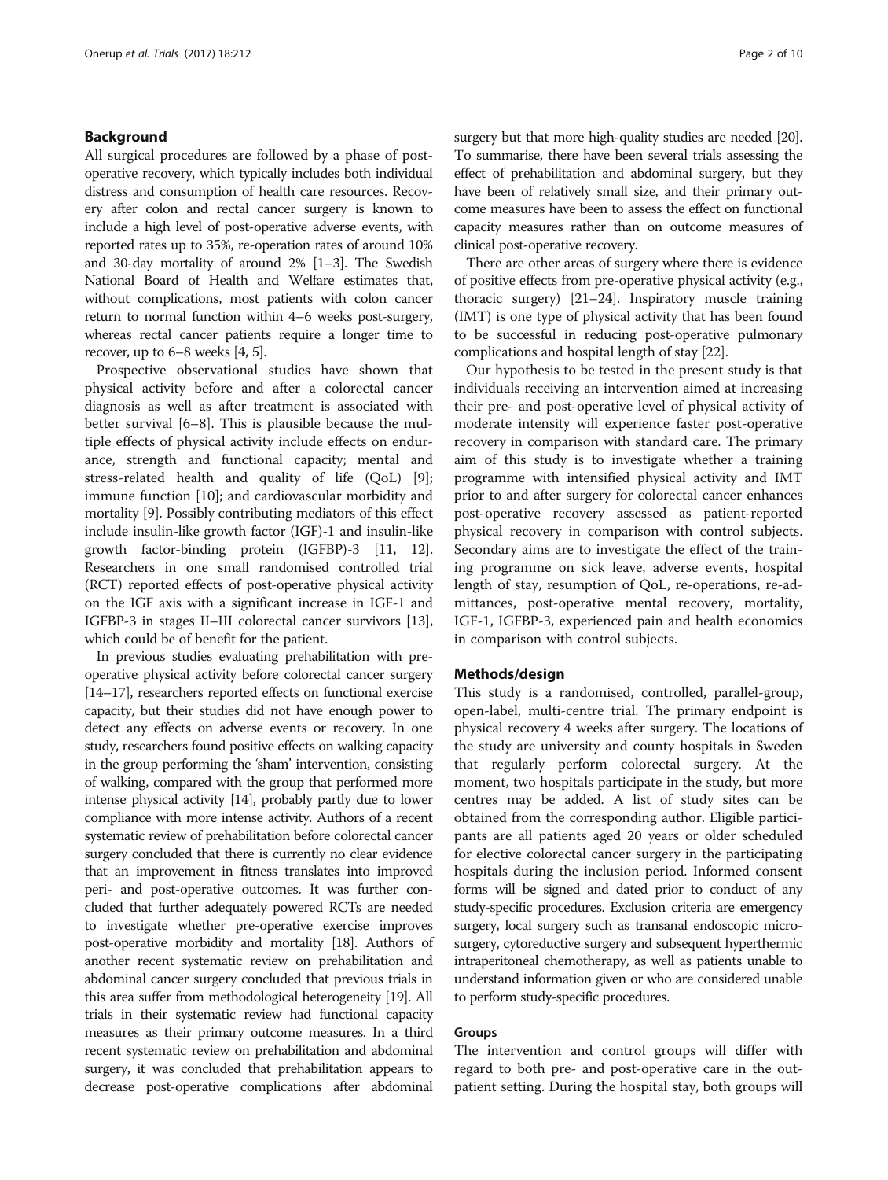## Background

All surgical procedures are followed by a phase of post-operative recovery, which typically includes both individual distress and consumption of health care resources. Recovery after colon and rectal cancer surgery is known to include a high level of post-operative adverse events, with reported rates up to 35%, re-operation rates of around 10% and 30-day mortality of around 2% [1–3]. The Swedish National Board of Health and Welfare estimates that, without complications, most patients with colon cancer return to normal function within 4–6 weeks post-surgery, whereas rectal cancer patients require a longer time to recover, up to 6–8 weeks [4, 5].

Prospective observational studies have shown that physical activity before and after a colorectal cancer diagnosis as well as after treatment is associated with better survival [6–8]. This is plausible because the multiple effects of physical activity include effects on endurance, strength and functional capacity; mental and stress-related health and quality of life (QoL) [9]; immune function [10]; and cardiovascular morbidity and mortality [9]. Possibly contributing mediators of this effect include insulin-like growth factor (IGF)-1 and insulin-like growth factor-binding protein (IGFBP)-3 [11, 12]. Researchers in one small randomised controlled trial (RCT) reported effects of post-operative physical activity on the IGF axis with a significant increase in IGF-1 and IGFBP-3 in stages II–III colorectal cancer survivors [13], which could be of benefit for the patient.

In previous studies evaluating prehabilitation with pre-operative physical activity before colorectal cancer surgery [14–17], researchers reported effects on functional exercise capacity, but their studies did not have enough power to detect any effects on adverse events or recovery. In one study, researchers found positive effects on walking capacity in the group performing the 'sham' intervention, consisting of walking, compared with the group that performed more intense physical activity [14], probably partly due to lower compliance with more intense activity. Authors of a recent systematic review of prehabilitation before colorectal cancer surgery concluded that there is currently no clear evidence that an improvement in fitness translates into improved peri- and post-operative outcomes. It was further concluded that further adequately powered RCTs are needed to investigate whether pre-operative exercise improves post-operative morbidity and mortality [18]. Authors of another recent systematic review on prehabilitation and abdominal cancer surgery concluded that previous trials in this area suffer from methodological heterogeneity [19]. All trials in their systematic review had functional capacity measures as their primary outcome measures. In a third recent systematic review on prehabilitation and abdominal surgery, it was concluded that prehabilitation appears to decrease post-operative complications after abdominal surgery but that more high-quality studies are needed [20]. To summarise, there have been several trials assessing the effect of prehabilitation and abdominal surgery, but they have been of relatively small size, and their primary outcome measures have been to assess the effect on functional capacity measures rather than on outcome measures of clinical post-operative recovery.

There are other areas of surgery where there is evidence of positive effects from pre-operative physical activity (e.g., thoracic surgery) [21–24]. Inspiratory muscle training (IMT) is one type of physical activity that has been found to be successful in reducing post-operative pulmonary complications and hospital length of stay [22].

Our hypothesis to be tested in the present study is that individuals receiving an intervention aimed at increasing their pre- and post-operative level of physical activity of moderate intensity will experience faster post-operative recovery in comparison with standard care. The primary aim of this study is to investigate whether a training programme with intensified physical activity and IMT prior to and after surgery for colorectal cancer enhances post-operative recovery assessed as patient-reported physical recovery in comparison with control subjects. Secondary aims are to investigate the effect of the training programme on sick leave, adverse events, hospital length of stay, resumption of QoL, re-operations, re-admittances, post-operative mental recovery, mortality, IGF-1, IGFBP-3, experienced pain and health economics in comparison with control subjects.

## Methods/design

This study is a randomised, controlled, parallel-group, open-label, multi-centre trial. The primary endpoint is physical recovery 4 weeks after surgery. The locations of the study are university and county hospitals in Sweden that regularly perform colorectal surgery. At the moment, two hospitals participate in the study, but more centres may be added. A list of study sites can be obtained from the corresponding author. Eligible participants are all patients aged 20 years or older scheduled for elective colorectal cancer surgery in the participating hospitals during the inclusion period. Informed consent forms will be signed and dated prior to conduct of any study-specific procedures. Exclusion criteria are emergency surgery, local surgery such as transanal endoscopic microsurgery, cytoreductive surgery and subsequent hyperthermic intraperitoneal chemotherapy, as well as patients unable to understand information given or who are considered unable to perform study-specific procedures.

### Groups

The intervention and control groups will differ with regard to both pre- and post-operative care in the outpatient setting. During the hospital stay, both groups will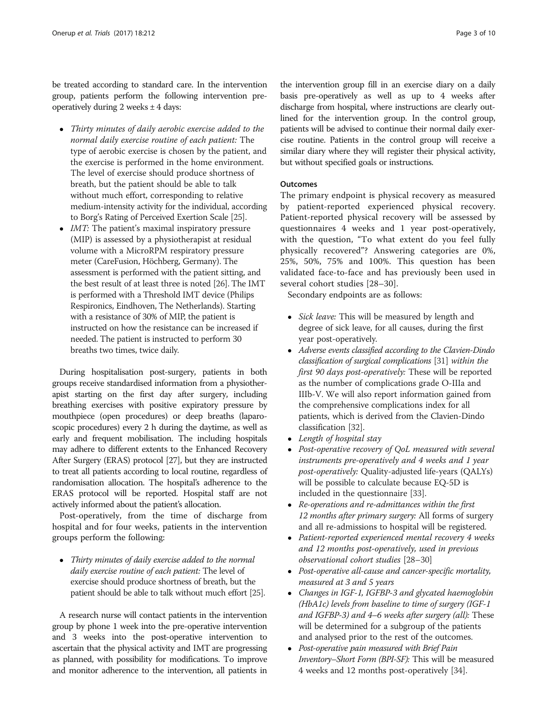be treated according to standard care. In the intervention group, patients perform the following intervention pre-operatively during 2 weeks ± 4 days:

- *Thirty minutes of daily aerobic exercise added to the normal daily exercise routine of each patient:* The type of aerobic exercise is chosen by the patient, and the exercise is performed in the home environment. The level of exercise should produce shortness of breath, but the patient should be able to talk without much effort, corresponding to relative medium-intensity activity for the individual, according to Borg's Rating of Perceived Exertion Scale [25].
- *IMT:* The patient's maximal inspiratory pressure (MIP) is assessed by a physiotherapist at residual volume with a MicroRPM respiratory pressure meter (CareFusion, Höchberg, Germany). The assessment is performed with the patient sitting, and the best result of at least three is noted [26]. The IMT is performed with a Threshold IMT device (Philips Respironics, Eindhoven, The Netherlands). Starting with a resistance of 30% of MIP, the patient is instructed on how the resistance can be increased if needed. The patient is instructed to perform 30 breaths two times, twice daily.

During hospitalisation post-surgery, patients in both groups receive standardised information from a physiotherapist starting on the first day after surgery, including breathing exercises with positive expiratory pressure by mouthpiece (open procedures) or deep breaths (laparoscopic procedures) every 2 h during the daytime, as well as early and frequent mobilisation. The including hospitals may adhere to different extents to the Enhanced Recovery After Surgery (ERAS) protocol [27], but they are instructed to treat all patients according to local routine, regardless of randomisation allocation. The hospital's adherence to the ERAS protocol will be reported. Hospital staff are not actively informed about the patient's allocation.

Post-operatively, from the time of discharge from hospital and for four weeks, patients in the intervention groups perform the following:

- *Thirty minutes of daily exercise added to the normal daily exercise routine of each patient:* The level of exercise should produce shortness of breath, but the patient should be able to talk without much effort [25].

A research nurse will contact patients in the intervention group by phone 1 week into the pre-operative intervention and 3 weeks into the post-operative intervention to ascertain that the physical activity and IMT are progressing as planned, with possibility for modifications. To improve and monitor adherence to the intervention, all patients in the intervention group fill in an exercise diary on a daily basis pre-operatively as well as up to 4 weeks after discharge from hospital, where instructions are clearly outlined for the intervention group. In the control group, patients will be advised to continue their normal daily exercise routine. Patients in the control group will receive a similar diary where they will register their physical activity, but without specified goals or instructions.

### Outcomes

The primary endpoint is physical recovery as measured by patient-reported experienced physical recovery. Patient-reported physical recovery will be assessed by questionnaires 4 weeks and 1 year post-operatively, with the question, "To what extent do you feel fully physically recovered"? Answering categories are 0%, 25%, 50%, 75% and 100%. This question has been validated face-to-face and has previously been used in several cohort studies [28–30].

Secondary endpoints are as follows:

- *Sick leave:* This will be measured by length and degree of sick leave, for all causes, during the first year post-operatively.
- *Adverse events classified according to the Clavien-Dindo classification of surgical complications [31] within the first 90 days post-operatively:* These will be reported as the number of complications grade O-IIIa and IIIb-V. We will also report information gained from the comprehensive complications index for all patients, which is derived from the Clavien-Dindo classification [32].
- *Length of hospital stay*
- *Post-operative recovery of QoL measured with several instruments pre-operatively and 4 weeks and 1 year post-operatively:* Quality-adjusted life-years (QALYs) will be possible to calculate because EQ-5D is included in the questionnaire [33].
- *Re-operations and re-admittances within the first 12 months after primary surgery:* All forms of surgery and all re-admissions to hospital will be registered.
- *Patient-reported experienced mental recovery 4 weeks and 12 months post-operatively, used in previous observational cohort studies [28–30]*
- *Post-operative all-cause and cancer-specific mortality, measured at 3 and 5 years*
- *Changes in IGF-1, IGFBP-3 and glycated haemoglobin (HbA1c) levels from baseline to time of surgery (IGF-1 and IGFBP-3) and 4–6 weeks after surgery (all):* These will be determined for a subgroup of the patients and analysed prior to the rest of the outcomes.
- *Post-operative pain measured with Brief Pain Inventory–Short Form (BPI-SF):* This will be measured 4 weeks and 12 months post-operatively [34].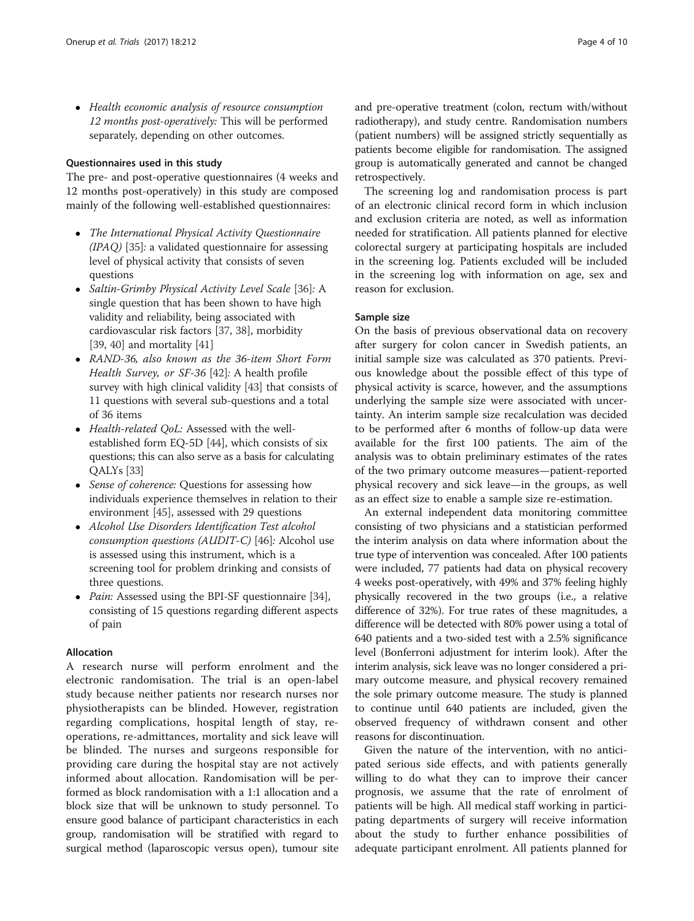- *Health economic analysis of resource consumption 12 months post-operatively:* This will be performed separately, depending on other outcomes.

### Questionnaires used in this study

The pre- and post-operative questionnaires (4 weeks and 12 months post-operatively) in this study are composed mainly of the following well-established questionnaires:

- *The International Physical Activity Questionnaire (IPAQ)* [35]*:* a validated questionnaire for assessing level of physical activity that consists of seven questions
- *Saltin-Grimby Physical Activity Level Scale* [36]*:* A single question that has been shown to have high validity and reliability, being associated with cardiovascular risk factors [37, 38], morbidity [39, 40] and mortality [41]
- *RAND-36, also known as the 36-item Short Form Health Survey, or SF-36* [42]*:* A health profile survey with high clinical validity [43] that consists of 11 questions with several sub-questions and a total of 36 items
- *Health-related QoL:* Assessed with the well-established form EQ-5D [44], which consists of six questions; this can also serve as a basis for calculating QALYs [33]
- *Sense of coherence:* Questions for assessing how individuals experience themselves in relation to their environment [45], assessed with 29 questions
- *Alcohol Use Disorders Identification Test alcohol consumption questions (AUDIT-C)* [46]*:* Alcohol use is assessed using this instrument, which is a screening tool for problem drinking and consists of three questions.
- *Pain:* Assessed using the BPI-SF questionnaire [34], consisting of 15 questions regarding different aspects of pain

### Allocation

A research nurse will perform enrolment and the electronic randomisation. The trial is an open-label study because neither patients nor research nurses nor physiotherapists can be blinded. However, registration regarding complications, hospital length of stay, re-operations, re-admittances, mortality and sick leave will be blinded. The nurses and surgeons responsible for providing care during the hospital stay are not actively informed about allocation. Randomisation will be performed as block randomisation with a 1:1 allocation and a block size that will be unknown to study personnel. To ensure good balance of participant characteristics in each group, randomisation will be stratified with regard to surgical method (laparoscopic versus open), tumour site and pre-operative treatment (colon, rectum with/without radiotherapy), and study centre. Randomisation numbers (patient numbers) will be assigned strictly sequentially as patients become eligible for randomisation. The assigned group is automatically generated and cannot be changed retrospectively.

The screening log and randomisation process is part of an electronic clinical record form in which inclusion and exclusion criteria are noted, as well as information needed for stratification. All patients planned for elective colorectal surgery at participating hospitals are included in the screening log. Patients excluded will be included in the screening log with information on age, sex and reason for exclusion.

### Sample size

On the basis of previous observational data on recovery after surgery for colon cancer in Swedish patients, an initial sample size was calculated as 370 patients. Previous knowledge about the possible effect of this type of physical activity is scarce, however, and the assumptions underlying the sample size were associated with uncertainty. An interim sample size recalculation was decided to be performed after 6 months of follow-up data were available for the first 100 patients. The aim of the analysis was to obtain preliminary estimates of the rates of the two primary outcome measures—patient-reported physical recovery and sick leave—in the groups, as well as an effect size to enable a sample size re-estimation.

An external independent data monitoring committee consisting of two physicians and a statistician performed the interim analysis on data where information about the true type of intervention was concealed. After 100 patients were included, 77 patients had data on physical recovery 4 weeks post-operatively, with 49% and 37% feeling highly physically recovered in the two groups (i.e., a relative difference of 32%). For true rates of these magnitudes, a difference will be detected with 80% power using a total of 640 patients and a two-sided test with a 2.5% significance level (Bonferroni adjustment for interim look). After the interim analysis, sick leave was no longer considered a primary outcome measure, and physical recovery remained the sole primary outcome measure. The study is planned to continue until 640 patients are included, given the observed frequency of withdrawn consent and other reasons for discontinuation.

Given the nature of the intervention, with no anticipated serious side effects, and with patients generally willing to do what they can to improve their cancer prognosis, we assume that the rate of enrolment of patients will be high. All medical staff working in participating departments of surgery will receive information about the study to further enhance possibilities of adequate participant enrolment. All patients planned for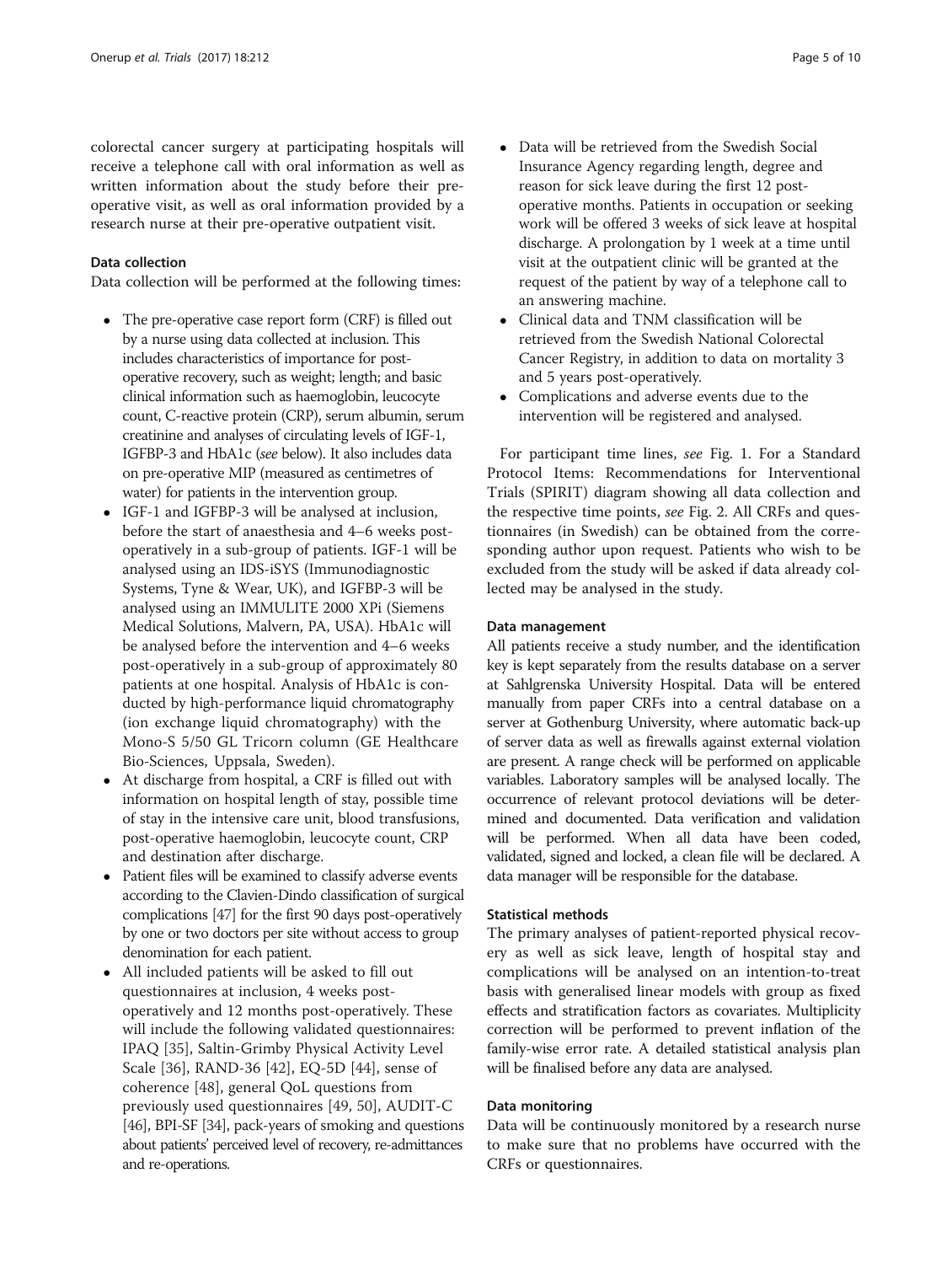colorectal cancer surgery at participating hospitals will receive a telephone call with oral information as well as written information about the study before their pre-operative visit, as well as oral information provided by a research nurse at their pre-operative outpatient visit.

### Data collection

Data collection will be performed at the following times:

- The pre-operative case report form (CRF) is filled out by a nurse using data collected at inclusion. This includes characteristics of importance for post-operative recovery, such as weight; length; and basic clinical information such as haemoglobin, leucocyte count, C-reactive protein (CRP), serum albumin, serum creatinine and analyses of circulating levels of IGF-1, IGFBP-3 and HbA1c (*see* below). It also includes data on pre-operative MIP (measured as centimetres of water) for patients in the intervention group.
- IGF-1 and IGFBP-3 will be analysed at inclusion, before the start of anaesthesia and 4–6 weeks post-operatively in a sub-group of patients. IGF-1 will be analysed using an IDS-iSYS (Immunodiagnostic Systems, Tyne & Wear, UK), and IGFBP-3 will be analysed using an IMMULITE 2000 XPi (Siemens Medical Solutions, Malvern, PA, USA). HbA1c will be analysed before the intervention and 4–6 weeks post-operatively in a sub-group of approximately 80 patients at one hospital. Analysis of HbA1c is conducted by high-performance liquid chromatography (ion exchange liquid chromatography) with the Mono-S 5/50 GL Tricorn column (GE Healthcare Bio-Sciences, Uppsala, Sweden).
- At discharge from hospital, a CRF is filled out with information on hospital length of stay, possible time of stay in the intensive care unit, blood transfusions, post-operative haemoglobin, leucocyte count, CRP and destination after discharge.
- Patient files will be examined to classify adverse events according to the Clavien-Dindo classification of surgical complications [47] for the first 90 days post-operatively by one or two doctors per site without access to group denomination for each patient.
- All included patients will be asked to fill out questionnaires at inclusion, 4 weeks post-operatively and 12 months post-operatively. These will include the following validated questionnaires: IPAQ [35], Saltin-Grimby Physical Activity Level Scale [36], RAND-36 [42], EQ-5D [44], sense of coherence [48], general QoL questions from previously used questionnaires [49, 50], AUDIT-C [46], BPI-SF [34], pack-years of smoking and questions about patients' perceived level of recovery, re-admittances and re-operations.
- Data will be retrieved from the Swedish Social Insurance Agency regarding length, degree and reason for sick leave during the first 12 post-operative months. Patients in occupation or seeking work will be offered 3 weeks of sick leave at hospital discharge. A prolongation by 1 week at a time until visit at the outpatient clinic will be granted at the request of the patient by way of a telephone call to an answering machine.
- Clinical data and TNM classification will be retrieved from the Swedish National Colorectal Cancer Registry, in addition to data on mortality 3 and 5 years post-operatively.
- Complications and adverse events due to the intervention will be registered and analysed.

For participant time lines, *see* Fig. 1. For a Standard Protocol Items: Recommendations for Interventional Trials (SPIRIT) diagram showing all data collection and the respective time points, *see* Fig. 2. All CRFs and questionnaires (in Swedish) can be obtained from the corresponding author upon request. Patients who wish to be excluded from the study will be asked if data already collected may be analysed in the study.

### Data management

All patients receive a study number, and the identification key is kept separately from the results database on a server at Sahlgrenska University Hospital. Data will be entered manually from paper CRFs into a central database on a server at Gothenburg University, where automatic back-up of server data as well as firewalls against external violation are present. A range check will be performed on applicable variables. Laboratory samples will be analysed locally. The occurrence of relevant protocol deviations will be determined and documented. Data verification and validation will be performed. When all data have been coded, validated, signed and locked, a clean file will be declared. A data manager will be responsible for the database.

### Statistical methods

The primary analyses of patient-reported physical recovery as well as sick leave, length of hospital stay and complications will be analysed on an intention-to-treat basis with generalised linear models with group as fixed effects and stratification factors as covariates. Multiplicity correction will be performed to prevent inflation of the family-wise error rate. A detailed statistical analysis plan will be finalised before any data are analysed.

### Data monitoring

Data will be continuously monitored by a research nurse to make sure that no problems have occurred with the CRFs or questionnaires.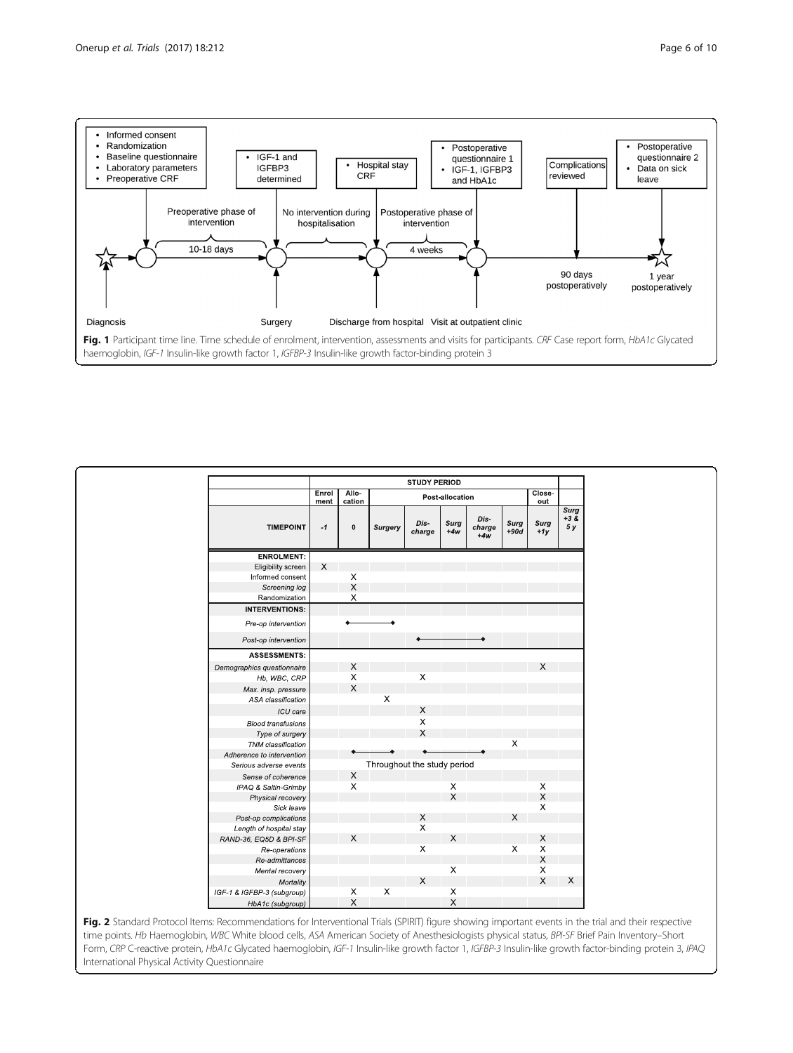- Informed consent
- Randomization
- Baseline questionnaire
- Laboratory parameters
- Preoperative CRF

- IGF-1 and IGFBP3 determined

- Hospital stay CRF

- Postoperative questionnaire 1
- IGF-1, IGFBP3 and HbA1c

Complications reviewed

- Postoperative questionnaire 2
- Data on sick leave

Preoperative phase of intervention — 10-18 days

No intervention during hospitalisation

Postoperative phase of intervention — 4 weeks

90 days postoperatively

1 year postoperatively

Diagnosis — Surgery — Discharge from hospital — Visit at outpatient clinic

**Fig. 1** Participant time line. Time schedule of enrolment, intervention, assessments and visits for participants. *CRF* Case report form, *HbA1c* Glycated haemoglobin, *IGF-1* Insulin-like growth factor 1, *IGFBP-3* Insulin-like growth factor-binding protein 3

| | STUDY PERIOD | | | | | | | | |
|---|---|---|---|---|---|---|---|---|---|
| | Enrolment | Allocation | Post-allocation | | | | | Close-out | |
| **TIMEPOINT** | *-1* | *0* | *Surgery* | *Discharge* | *Surg +4w* | *Discharge +4w* | *Surg +90d* | *Surg +1y* | *Surg +3 & 5 y* |
| **ENROLMENT:** | | | | | | | | | |
| Eligibility screen | X | | | | | | | | |
| Informed consent | | X | | | | | | | |
| *Screening log* | | X | | | | | | | |
| Randomization | | X | | | | | | | |
| **INTERVENTIONS:** | | | | | | | | | |
| *Pre-op intervention* | | ◆——— | ———◆ | | | | | | |
| *Post-op intervention* | | | | ◆——— | ——— | ———◆ | | | |
| **ASSESSMENTS:** | | | | | | | | | |
| *Demographics questionnaire* | | X | | | | | | X | |
| *Hb, WBC, CRP* | | X | | X | | | | | |
| *Max. insp. pressure* | | X | | | | | | | |
| *ASA classification* | | | X | | | | | | |
| *ICU care* | | | | X | | | | | |
| *Blood transfusions* | | | | X | | | | | |
| *Type of surgery* | | | | X | | | | | |
| *TNM classification* | | | | | | | X | | |
| *Adherence to intervention* | | ◆——— | ———◆ | ◆——— | ——— | ———◆ | | | |
| *Serious adverse events* | | Throughout the study period | | | | | | | |
| *Sense of coherence* | | X | | | | | | | |
| *IPAQ & Saltin-Grimby* | | X | | | X | | | X | |
| *Physical recovery* | | | | | X | | | X | |
| *Sick leave* | | | | | | | | X | |
| *Post-op complications* | | | | X | | | X | | |
| *Length of hospital stay* | | | | X | | | | | |
| *RAND-36, EQ5D & BPI-SF* | | X | | | X | | | X | |
| *Re-operations* | | | | X | | | X | X | |
| *Re-admittances* | | | | | | | | X | |
| *Mental recovery* | | | | | X | | | X | |
| *Mortality* | | | | X | | | | X | X |
| *IGF-1 & IGFBP-3 (subgroup)* | | X | X | | X | | | | |
| *HbA1c (subgroup)* | | X | | | X | | | | |

**Fig. 2** Standard Protocol Items: Recommendations for Interventional Trials (SPIRIT) figure showing important events in the trial and their respective time points. *Hb* Haemoglobin, *WBC* White blood cells, *ASA* American Society of Anesthesiologists physical status, *BPI-SF* Brief Pain Inventory–Short Form, *CRP* C-reactive protein, *HbA1c* Glycated haemoglobin, *IGF-1* Insulin-like growth factor 1, *IGFBP-3* Insulin-like growth factor-binding protein 3, *IPAQ* International Physical Activity Questionnaire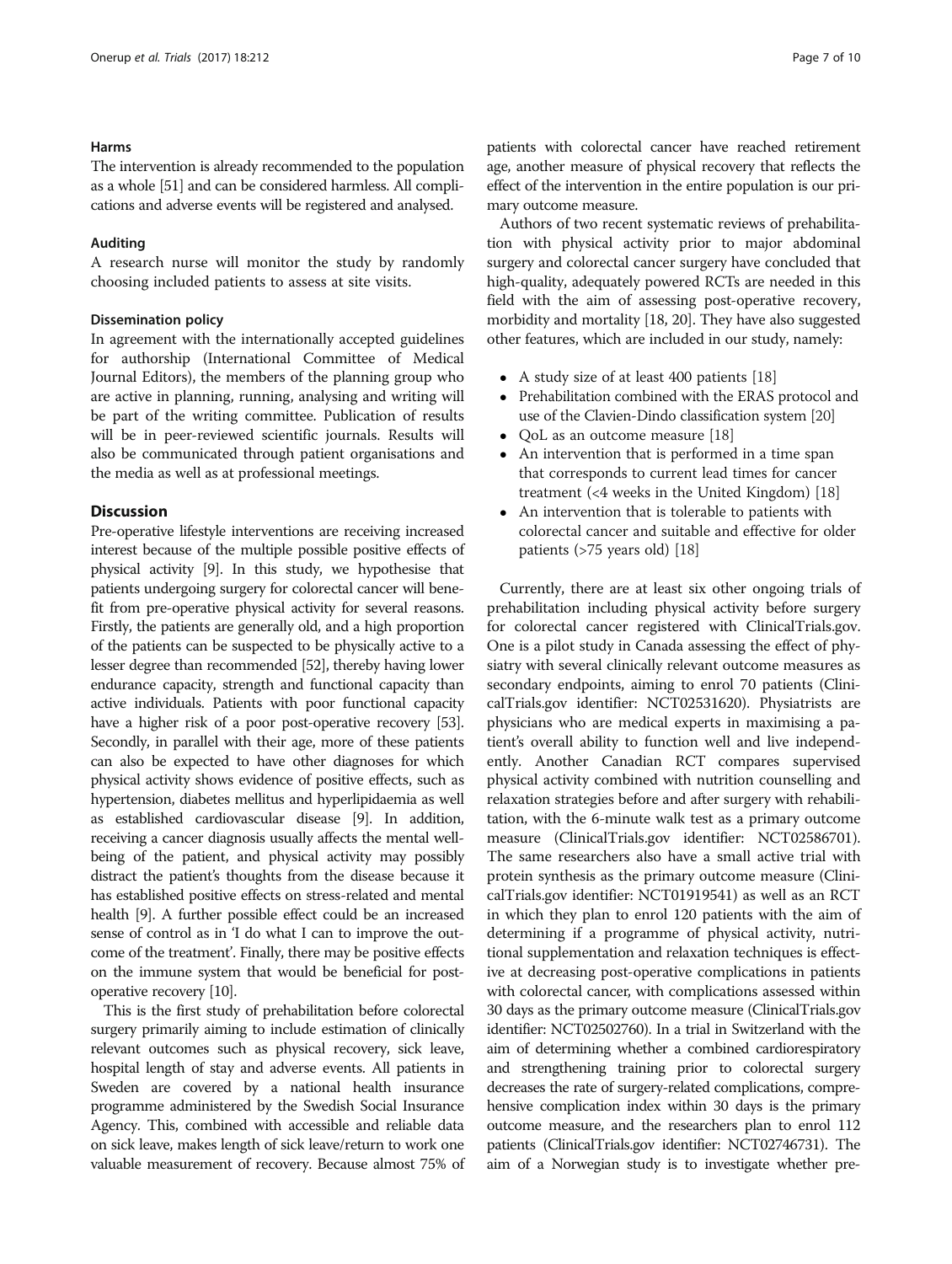#### Harms

The intervention is already recommended to the population as a whole [51] and can be considered harmless. All complications and adverse events will be registered and analysed.

#### Auditing

A research nurse will monitor the study by randomly choosing included patients to assess at site visits.

#### Dissemination policy

In agreement with the internationally accepted guidelines for authorship (International Committee of Medical Journal Editors), the members of the planning group who are active in planning, running, analysing and writing will be part of the writing committee. Publication of results will be in peer-reviewed scientific journals. Results will also be communicated through patient organisations and the media as well as at professional meetings.

## Discussion

Pre-operative lifestyle interventions are receiving increased interest because of the multiple possible positive effects of physical activity [9]. In this study, we hypothesise that patients undergoing surgery for colorectal cancer will benefit from pre-operative physical activity for several reasons. Firstly, the patients are generally old, and a high proportion of the patients can be suspected to be physically active to a lesser degree than recommended [52], thereby having lower endurance capacity, strength and functional capacity than active individuals. Patients with poor functional capacity have a higher risk of a poor post-operative recovery [53]. Secondly, in parallel with their age, more of these patients can also be expected to have other diagnoses for which physical activity shows evidence of positive effects, such as hypertension, diabetes mellitus and hyperlipidaemia as well as established cardiovascular disease [9]. In addition, receiving a cancer diagnosis usually affects the mental well-being of the patient, and physical activity may possibly distract the patient's thoughts from the disease because it has established positive effects on stress-related and mental health [9]. A further possible effect could be an increased sense of control as in 'I do what I can to improve the outcome of the treatment'. Finally, there may be positive effects on the immune system that would be beneficial for post-operative recovery [10].

This is the first study of prehabilitation before colorectal surgery primarily aiming to include estimation of clinically relevant outcomes such as physical recovery, sick leave, hospital length of stay and adverse events. All patients in Sweden are covered by a national health insurance programme administered by the Swedish Social Insurance Agency. This, combined with accessible and reliable data on sick leave, makes length of sick leave/return to work one valuable measurement of recovery. Because almost 75% of patients with colorectal cancer have reached retirement age, another measure of physical recovery that reflects the effect of the intervention in the entire population is our primary outcome measure.

Authors of two recent systematic reviews of prehabilitation with physical activity prior to major abdominal surgery and colorectal cancer surgery have concluded that high-quality, adequately powered RCTs are needed in this field with the aim of assessing post-operative recovery, morbidity and mortality [18, 20]. They have also suggested other features, which are included in our study, namely:

- A study size of at least 400 patients [18]
- Prehabilitation combined with the ERAS protocol and use of the Clavien-Dindo classification system [20]
- QoL as an outcome measure [18]
- An intervention that is performed in a time span that corresponds to current lead times for cancer treatment (<4 weeks in the United Kingdom) [18]
- An intervention that is tolerable to patients with colorectal cancer and suitable and effective for older patients (>75 years old) [18]

Currently, there are at least six other ongoing trials of prehabilitation including physical activity before surgery for colorectal cancer registered with ClinicalTrials.gov. One is a pilot study in Canada assessing the effect of physiatry with several clinically relevant outcome measures as secondary endpoints, aiming to enrol 70 patients (ClinicalTrials.gov identifier: NCT02531620). Physiatrists are physicians who are medical experts in maximising a patient's overall ability to function well and live independently. Another Canadian RCT compares supervised physical activity combined with nutrition counselling and relaxation strategies before and after surgery with rehabilitation, with the 6-minute walk test as a primary outcome measure (ClinicalTrials.gov identifier: NCT02586701). The same researchers also have a small active trial with protein synthesis as the primary outcome measure (ClinicalTrials.gov identifier: NCT01919541) as well as an RCT in which they plan to enrol 120 patients with the aim of determining if a programme of physical activity, nutritional supplementation and relaxation techniques is effective at decreasing post-operative complications in patients with colorectal cancer, with complications assessed within 30 days as the primary outcome measure (ClinicalTrials.gov identifier: NCT02502760). In a trial in Switzerland with the aim of determining whether a combined cardiorespiratory and strengthening training prior to colorectal surgery decreases the rate of surgery-related complications, comprehensive complication index within 30 days is the primary outcome measure, and the researchers plan to enrol 112 patients (ClinicalTrials.gov identifier: NCT02746731). The aim of a Norwegian study is to investigate whether pre-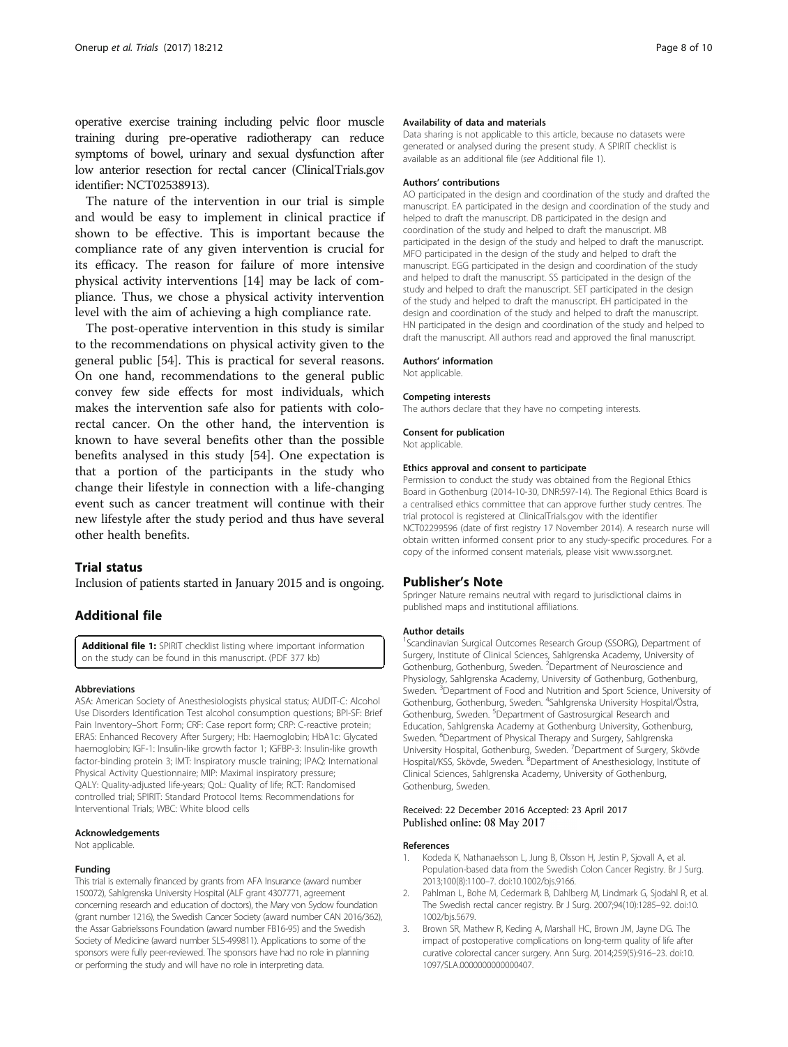operative exercise training including pelvic floor muscle training during pre-operative radiotherapy can reduce symptoms of bowel, urinary and sexual dysfunction after low anterior resection for rectal cancer (ClinicalTrials.gov identifier: NCT02538913).

The nature of the intervention in our trial is simple and would be easy to implement in clinical practice if shown to be effective. This is important because the compliance rate of any given intervention is crucial for its efficacy. The reason for failure of more intensive physical activity interventions [14] may be lack of compliance. Thus, we chose a physical activity intervention level with the aim of achieving a high compliance rate.

The post-operative intervention in this study is similar to the recommendations on physical activity given to the general public [54]. This is practical for several reasons. On one hand, recommendations to the general public convey few side effects for most individuals, which makes the intervention safe also for patients with colorectal cancer. On the other hand, the intervention is known to have several benefits other than the possible benefits analysed in this study [54]. One expectation is that a portion of the participants in the study who change their lifestyle in connection with a life-changing event such as cancer treatment will continue with their new lifestyle after the study period and thus have several other health benefits.

## Trial status

Inclusion of patients started in January 2015 and is ongoing.

## Additional file

**Additional file 1:** SPIRIT checklist listing where important information on the study can be found in this manuscript. (PDF 377 kb)

#### Abbreviations

ASA: American Society of Anesthesiologists physical status; AUDIT-C: Alcohol Use Disorders Identification Test alcohol consumption questions; BPI-SF: Brief Pain Inventory–Short Form; CRF: Case report form; CRP: C-reactive protein; ERAS: Enhanced Recovery After Surgery; Hb: Haemoglobin; HbA1c: Glycated haemoglobin; IGF-1: Insulin-like growth factor 1; IGFBP-3: Insulin-like growth factor-binding protein 3; IMT: Inspiratory muscle training; IPAQ: International Physical Activity Questionnaire; MIP: Maximal inspiratory pressure; QALY: Quality-adjusted life-years; QoL: Quality of life; RCT: Randomised controlled trial; SPIRIT: Standard Protocol Items: Recommendations for Interventional Trials; WBC: White blood cells

#### Acknowledgements

Not applicable.

#### Funding

This trial is externally financed by grants from AFA Insurance (award number 150072), Sahlgrenska University Hospital (ALF grant 4307771, agreement concerning research and education of doctors), the Mary von Sydow foundation (grant number 1216), the Swedish Cancer Society (award number CAN 2016/362), the Assar Gabrielssons Foundation (award number FB16-95) and the Swedish Society of Medicine (award number SLS-499811). Applications to some of the sponsors were fully peer-reviewed. The sponsors have had no role in planning or performing the study and will have no role in interpreting data.

#### Availability of data and materials

Data sharing is not applicable to this article, because no datasets were generated or analysed during the present study. A SPIRIT checklist is available as an additional file (see Additional file 1).

#### Authors' contributions

AO participated in the design and coordination of the study and drafted the manuscript. EA participated in the design and coordination of the study and helped to draft the manuscript. DB participated in the design and coordination of the study and helped to draft the manuscript. MB participated in the design of the study and helped to draft the manuscript. MFO participated in the design of the study and helped to draft the manuscript. EGG participated in the design and coordination of the study and helped to draft the manuscript. SS participated in the design of the study and helped to draft the manuscript. SET participated in the design of the study and helped to draft the manuscript. EH participated in the design and coordination of the study and helped to draft the manuscript. HN participated in the design and coordination of the study and helped to draft the manuscript. All authors read and approved the final manuscript.

#### Authors' information

Not applicable.

#### Competing interests

The authors declare that they have no competing interests.

#### Consent for publication

Not applicable.

#### Ethics approval and consent to participate

Permission to conduct the study was obtained from the Regional Ethics Board in Gothenburg (2014-10-30, DNR:597-14). The Regional Ethics Board is a centralised ethics committee that can approve further study centres. The trial protocol is registered at ClinicalTrials.gov with the identifier NCT02299596 (date of first registry 17 November 2014). A research nurse will obtain written informed consent prior to any study-specific procedures. For a copy of the informed consent materials, please visit www.ssorg.net.

## Publisher's Note

Springer Nature remains neutral with regard to jurisdictional claims in published maps and institutional affiliations.

#### Author details

[1]Scandinavian Surgical Outcomes Research Group (SSORG), Department of Surgery, Institute of Clinical Sciences, Sahlgrenska Academy, University of Gothenburg, Gothenburg, Sweden. [2]Department of Neuroscience and Physiology, Sahlgrenska Academy, University of Gothenburg, Gothenburg, Sweden. [3]Department of Food and Nutrition and Sport Science, University of Gothenburg, Gothenburg, Sweden. [4]Sahlgrenska University Hospital/Östra, Gothenburg, Sweden. [5]Department of Gastrosurgical Research and Education, Sahlgrenska Academy at Gothenburg University, Gothenburg, Sweden. [6]Department of Physical Therapy and Surgery, Sahlgrenska University Hospital, Gothenburg, Sweden. [7]Department of Surgery, Skövde Hospital/KSS, Skövde, Sweden. [8]Department of Anesthesiology, Institute of Clinical Sciences, Sahlgrenska Academy, University of Gothenburg, Gothenburg, Sweden.

Received: 22 December 2016 Accepted: 23 April 2017
Published online: 08 May 2017

#### References

1. Kodeda K, Nathanaelsson L, Jung B, Olsson H, Jestin P, Sjovall A, et al. Population-based data from the Swedish Colon Cancer Registry. Br J Surg. 2013;100(8):1100–7. doi:10.1002/bjs.9166.
2. Pahlman L, Bohe M, Cedermark B, Dahlberg M, Lindmark G, Sjodahl R, et al. The Swedish rectal cancer registry. Br J Surg. 2007;94(10):1285–92. doi:10.1002/bjs.5679.
3. Brown SR, Mathew R, Keding A, Marshall HC, Brown JM, Jayne DG. The impact of postoperative complications on long-term quality of life after curative colorectal cancer surgery. Ann Surg. 2014;259(5):916–23. doi:10.1097/SLA.0000000000000407.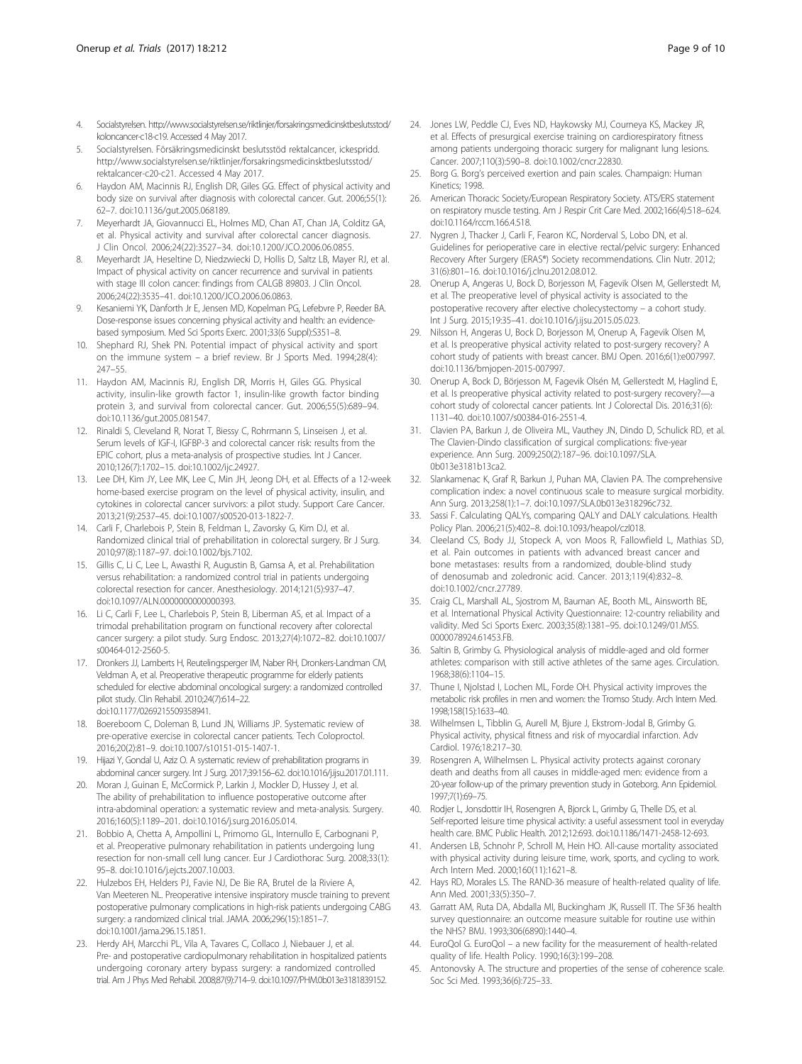4. Socialstyrelsen. http://www.socialstyrelsen.se/riktlinjer/forsakringsmedicinsktbeslutsstod/koloncancer-c18-c19. Accessed 4 May 2017.
5. Socialstyrelsen. Försäkringsmedicinskt beslutsstöd rektalcancer, ickespridd. http://www.socialstyrelsen.se/riktlinjer/forsakringsmedicinsktbeslutsstod/rektalcancer-c20-c21. Accessed 4 May 2017.
6. Haydon AM, Macinnis RJ, English DR, Giles GG. Effect of physical activity and body size on survival after diagnosis with colorectal cancer. Gut. 2006;55(1):62–7. doi:10.1136/gut.2005.068189.
7. Meyerhardt JA, Giovannucci EL, Holmes MD, Chan AT, Chan JA, Colditz GA, et al. Physical activity and survival after colorectal cancer diagnosis. J Clin Oncol. 2006;24(22):3527–34. doi:10.1200/JCO.2006.06.0855.
8. Meyerhardt JA, Heseltine D, Niedzwiecki D, Hollis D, Saltz LB, Mayer RJ, et al. Impact of physical activity on cancer recurrence and survival in patients with stage III colon cancer: findings from CALGB 89803. J Clin Oncol. 2006;24(22):3535–41. doi:10.1200/JCO.2006.06.0863.
9. Kesaniemi YK, Danforth Jr E, Jensen MD, Kopelman PG, Lefebvre P, Reeder BA. Dose-response issues concerning physical activity and health: an evidence-based symposium. Med Sci Sports Exerc. 2001;33(6 Suppl):S351–8.
10. Shephard RJ, Shek PN. Potential impact of physical activity and sport on the immune system – a brief review. Br J Sports Med. 1994;28(4):247–55.
11. Haydon AM, Macinnis RJ, English DR, Morris H, Giles GG. Physical activity, insulin-like growth factor 1, insulin-like growth factor binding protein 3, and survival from colorectal cancer. Gut. 2006;55(5):689–94. doi:10.1136/gut.2005.081547.
12. Rinaldi S, Cleveland R, Norat T, Biessy C, Rohrmann S, Linseisen J, et al. Serum levels of IGF-I, IGFBP-3 and colorectal cancer risk: results from the EPIC cohort, plus a meta-analysis of prospective studies. Int J Cancer. 2010;126(7):1702–15. doi:10.1002/ijc.24927.
13. Lee DH, Kim JY, Lee MK, Lee C, Min JH, Jeong DH, et al. Effects of a 12-week home-based exercise program on the level of physical activity, insulin, and cytokines in colorectal cancer survivors: a pilot study. Support Care Cancer. 2013;21(9):2537–45. doi:10.1007/s00520-013-1822-7.
14. Carli F, Charlebois P, Stein B, Feldman L, Zavorsky G, Kim DJ, et al. Randomized clinical trial of prehabilitation in colorectal surgery. Br J Surg. 2010;97(8):1187–97. doi:10.1002/bjs.7102.
15. Gillis C, Li C, Lee L, Awasthi R, Augustin B, Gamsa A, et al. Prehabilitation versus rehabilitation: a randomized control trial in patients undergoing colorectal resection for cancer. Anesthesiology. 2014;121(5):937–47. doi:10.1097/ALN.0000000000000393.
16. Li C, Carli F, Lee L, Charlebois P, Stein B, Liberman AS, et al. Impact of a trimodal prehabilitation program on functional recovery after colorectal cancer surgery: a pilot study. Surg Endosc. 2013;27(4):1072–82. doi:10.1007/s00464-012-2560-5.
17. Dronkers JJ, Lamberts H, Reutelingsperger IM, Naber RH, Dronkers-Landman CM, Veldman A, et al. Preoperative therapeutic programme for elderly patients scheduled for elective abdominal oncological surgery: a randomized controlled pilot study. Clin Rehabil. 2010;24(7):614–22. doi:10.1177/0269215509358941.
18. Boereboom C, Doleman B, Lund JN, Williams JP. Systematic review of pre-operative exercise in colorectal cancer patients. Tech Coloproctol. 2016;20(2):81–9. doi:10.1007/s10151-015-1407-1.
19. Hijazi Y, Gondal U, Aziz O. A systematic review of prehabilitation programs in abdominal cancer surgery. Int J Surg. 2017;39:156–62. doi:10.1016/j.ijsu.2017.01.111.
20. Moran J, Guinan E, McCormick P, Larkin J, Mockler D, Hussey J, et al. The ability of prehabilitation to influence postoperative outcome after intra-abdominal operation: a systematic review and meta-analysis. Surgery. 2016;160(5):1189–201. doi:10.1016/j.surg.2016.05.014.
21. Bobbio A, Chetta A, Ampollini L, Primomo GL, Internullo E, Carbognani P, et al. Preoperative pulmonary rehabilitation in patients undergoing lung resection for non-small cell lung cancer. Eur J Cardiothorac Surg. 2008;33(1):95–8. doi:10.1016/j.ejcts.2007.10.003.
22. Hulzebos EH, Helders PJ, Favie NJ, De Bie RA, Brutel de la Riviere A, Van Meeteren NL. Preoperative intensive inspiratory muscle training to prevent postoperative pulmonary complications in high-risk patients undergoing CABG surgery: a randomized clinical trial. JAMA. 2006;296(15):1851–7. doi:10.1001/jama.296.15.1851.
23. Herdy AH, Marcchi PL, Vila A, Tavares C, Collaco J, Niebauer J, et al. Pre- and postoperative cardiopulmonary rehabilitation in hospitalized patients undergoing coronary artery bypass surgery: a randomized controlled trial. Am J Phys Med Rehabil. 2008;87(9):714–9. doi:10.1097/PHM.0b013e3181839152.
24. Jones LW, Peddle CJ, Eves ND, Haykowsky MJ, Courneya KS, Mackey JR, et al. Effects of presurgical exercise training on cardiorespiratory fitness among patients undergoing thoracic surgery for malignant lung lesions. Cancer. 2007;110(3):590–8. doi:10.1002/cncr.22830.
25. Borg G. Borg's perceived exertion and pain scales. Champaign: Human Kinetics; 1998.
26. American Thoracic Society/European Respiratory Society. ATS/ERS statement on respiratory muscle testing. Am J Respir Crit Care Med. 2002;166(4):518–624. doi:10.1164/rccm.166.4.518.
27. Nygren J, Thacker J, Carli F, Fearon KC, Norderval S, Lobo DN, et al. Guidelines for perioperative care in elective rectal/pelvic surgery: Enhanced Recovery After Surgery (ERAS®) Society recommendations. Clin Nutr. 2012;31(6):801–16. doi:10.1016/j.clnu.2012.08.012.
28. Onerup A, Angeras U, Bock D, Borjesson M, Fagevik Olsen M, Gellerstedt M, et al. The preoperative level of physical activity is associated to the postoperative recovery after elective cholecystectomy – a cohort study. Int J Surg. 2015;19:35–41. doi:10.1016/j.ijsu.2015.05.023.
29. Nilsson H, Angeras U, Bock D, Borjesson M, Onerup A, Fagevik Olsen M, et al. Is preoperative physical activity related to post-surgery recovery? A cohort study of patients with breast cancer. BMJ Open. 2016;6(1):e007997. doi:10.1136/bmjopen-2015-007997.
30. Onerup A, Bock D, Börjesson M, Fagevik Olsén M, Gellerstedt M, Haglind E, et al. Is preoperative physical activity related to post-surgery recovery?—a cohort study of colorectal cancer patients. Int J Colorectal Dis. 2016;31(6):1131–40. doi:10.1007/s00384-016-2551-4.
31. Clavien PA, Barkun J, de Oliveira ML, Vauthey JN, Dindo D, Schulick RD, et al. The Clavien-Dindo classification of surgical complications: five-year experience. Ann Surg. 2009;250(2):187–96. doi:10.1097/SLA.0b013e3181b13ca2.
32. Slankamenac K, Graf R, Barkun J, Puhan MA, Clavien PA. The comprehensive complication index: a novel continuous scale to measure surgical morbidity. Ann Surg. 2013;258(1):1–7. doi:10.1097/SLA.0b013e318296c732.
33. Sassi F. Calculating QALYs, comparing QALY and DALY calculations. Health Policy Plan. 2006;21(5):402–8. doi:10.1093/heapol/czl018.
34. Cleeland CS, Body JJ, Stopeck A, von Moos R, Fallowfield L, Mathias SD, et al. Pain outcomes in patients with advanced breast cancer and bone metastases: results from a randomized, double-blind study of denosumab and zoledronic acid. Cancer. 2013;119(4):832–8. doi:10.1002/cncr.27789.
35. Craig CL, Marshall AL, Sjostrom M, Bauman AE, Booth ML, Ainsworth BE, et al. International Physical Activity Questionnaire: 12-country reliability and validity. Med Sci Sports Exerc. 2003;35(8):1381–95. doi:10.1249/01.MSS.0000078924.61453.FB.
36. Saltin B, Grimby G. Physiological analysis of middle-aged and old former athletes: comparison with still active athletes of the same ages. Circulation. 1968;38(6):1104–15.
37. Thune I, Njolstad I, Lochen ML, Forde OH. Physical activity improves the metabolic risk profiles in men and women: the Tromso Study. Arch Intern Med. 1998;158(15):1633–40.
38. Wilhelmsen L, Tibblin G, Aurell M, Bjure J, Ekstrom-Jodal B, Grimby G. Physical activity, physical fitness and risk of myocardial infarction. Adv Cardiol. 1976;18:217–30.
39. Rosengren A, Wilhelmsen L. Physical activity protects against coronary death and deaths from all causes in middle-aged men: evidence from a 20-year follow-up of the primary prevention study in Goteborg. Ann Epidemiol. 1997;7(1):69–75.
40. Rodjer L, Jonsdottir IH, Rosengren A, Bjorck L, Grimby G, Thelle DS, et al. Self-reported leisure time physical activity: a useful assessment tool in everyday health care. BMC Public Health. 2012;12:693. doi:10.1186/1471-2458-12-693.
41. Andersen LB, Schnohr P, Schroll M, Hein HO. All-cause mortality associated with physical activity during leisure time, work, sports, and cycling to work. Arch Intern Med. 2000;160(11):1621–8.
42. Hays RD, Morales LS. The RAND-36 measure of health-related quality of life. Ann Med. 2001;33(5):350–7.
43. Garratt AM, Ruta DA, Abdalla MI, Buckingham JK, Russell IT. The SF36 health survey questionnaire: an outcome measure suitable for routine use within the NHS? BMJ. 1993;306(6890):1440–4.
44. EuroQol G. EuroQol – a new facility for the measurement of health-related quality of life. Health Policy. 1990;16(3):199–208.
45. Antonovsky A. The structure and properties of the sense of coherence scale. Soc Sci Med. 1993;36(6):725–33.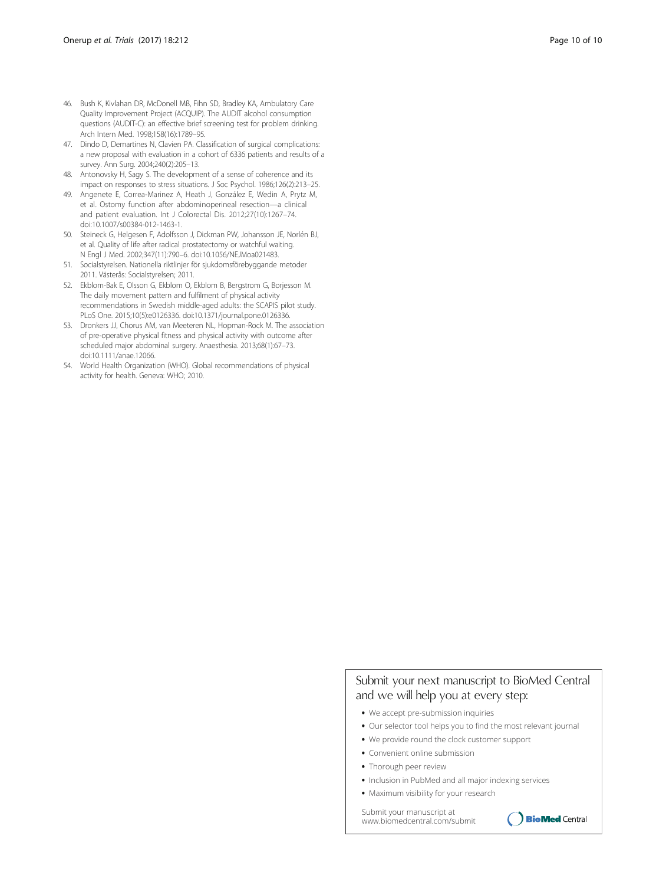46. Bush K, Kivlahan DR, McDonell MB, Fihn SD, Bradley KA, Ambulatory Care Quality Improvement Project (ACQUIP). The AUDIT alcohol consumption questions (AUDIT-C): an effective brief screening test for problem drinking. Arch Intern Med. 1998;158(16):1789–95.
47. Dindo D, Demartines N, Clavien PA. Classification of surgical complications: a new proposal with evaluation in a cohort of 6336 patients and results of a survey. Ann Surg. 2004;240(2):205–13.
48. Antonovsky H, Sagy S. The development of a sense of coherence and its impact on responses to stress situations. J Soc Psychol. 1986;126(2):213–25.
49. Angenete E, Correa-Marinez A, Heath J, González E, Wedin A, Prytz M, et al. Ostomy function after abdominoperineal resection—a clinical and patient evaluation. Int J Colorectal Dis. 2012;27(10):1267–74. doi:10.1007/s00384-012-1463-1.
50. Steineck G, Helgesen F, Adolfsson J, Dickman PW, Johansson JE, Norlén BJ, et al. Quality of life after radical prostatectomy or watchful waiting. N Engl J Med. 2002;347(11):790–6. doi:10.1056/NEJMoa021483.
51. Socialstyrelsen. Nationella riktlinjer för sjukdomsförebyggande metoder 2011. Västerås: Socialstyrelsen; 2011.
52. Ekblom-Bak E, Olsson G, Ekblom O, Ekblom B, Bergstrom G, Borjesson M. The daily movement pattern and fulfilment of physical activity recommendations in Swedish middle-aged adults: the SCAPIS pilot study. PLoS One. 2015;10(5):e0126336. doi:10.1371/journal.pone.0126336.
53. Dronkers JJ, Chorus AM, van Meeteren NL, Hopman-Rock M. The association of pre-operative physical fitness and physical activity with outcome after scheduled major abdominal surgery. Anaesthesia. 2013;68(1):67–73. doi:10.1111/anae.12066.
54. World Health Organization (WHO). Global recommendations of physical activity for health. Geneva: WHO; 2010.

Submit your next manuscript to BioMed Central and we will help you at every step:

- We accept pre-submission inquiries
- Our selector tool helps you to find the most relevant journal
- We provide round the clock customer support
- Convenient online submission
- Thorough peer review
- Inclusion in PubMed and all major indexing services
- Maximum visibility for your research

Submit your manuscript at www.biomedcentral.com/submit

BioMed Central